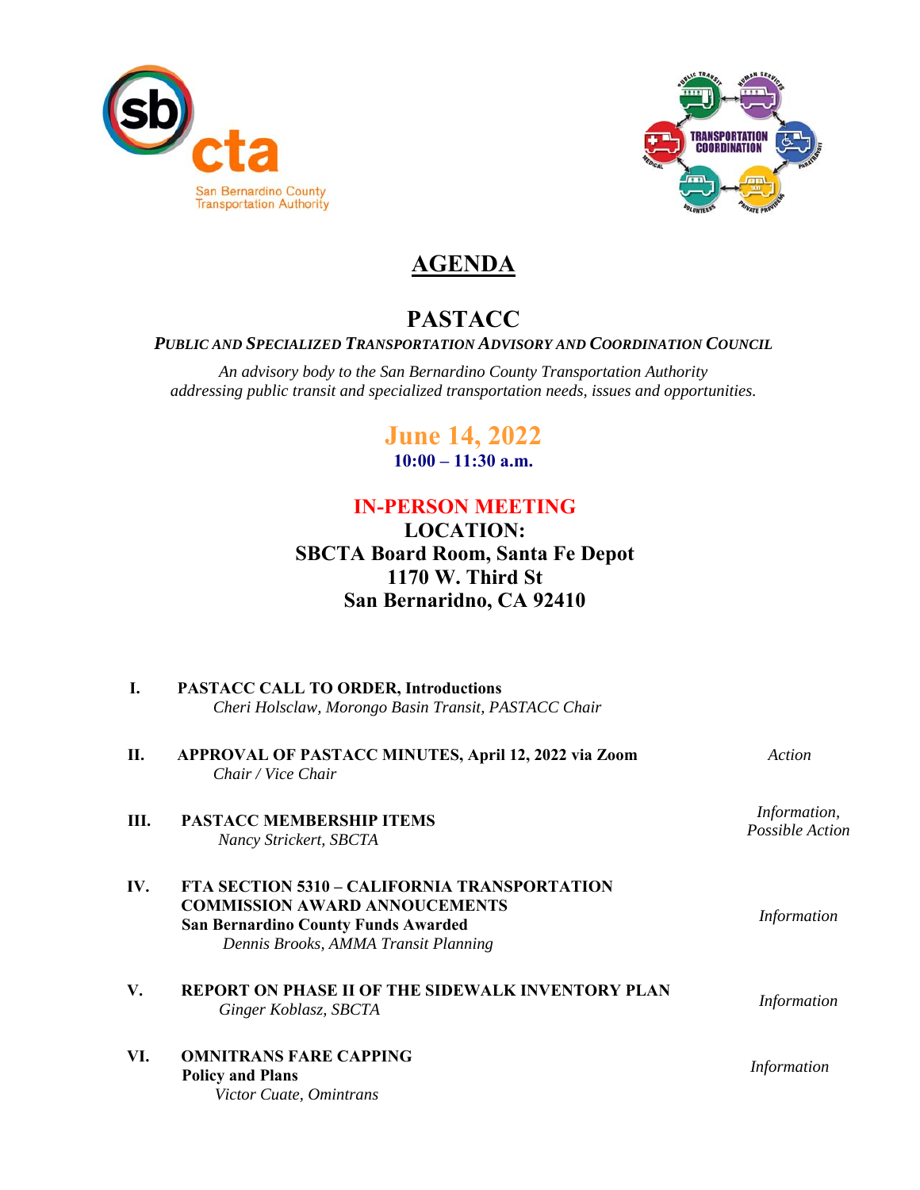# AGENDA

## PASTACC

***Public and Specialized Transportation Advisory and Coordination Council***

*An advisory body to the San Bernardino County Transportation Authority addressing public transit and specialized transportation needs, issues and opportunities.*

**June 14, 2022**

**10:00 – 11:30 a.m.**

**IN-PERSON MEETING**

**LOCATION:**
**SBCTA Board Room, Santa Fe Depot**
**1170 W. Third St**
**San Bernaridno, CA 92410**

| | | |
|---|---|---|
| **I.** | **PASTACC CALL TO ORDER, Introductions**<br>*Cheri Holsclaw, Morongo Basin Transit, PASTACC Chair* | |
| **II.** | **APPROVAL OF PASTACC MINUTES, April 12, 2022 via Zoom**<br>*Chair / Vice Chair* | *Action* |
| **III.** | **PASTACC MEMBERSHIP ITEMS**<br>*Nancy Strickert, SBCTA* | *Information, Possible Action* |
| **IV.** | **FTA SECTION 5310 – CALIFORNIA TRANSPORTATION COMMISSION AWARD ANNOUCEMENTS**<br>**San Bernardino County Funds Awarded**<br>*Dennis Brooks, AMMA Transit Planning* | *Information* |
| **V.** | **REPORT ON PHASE II OF THE SIDEWALK INVENTORY PLAN**<br>*Ginger Koblasz, SBCTA* | *Information* |
| **VI.** | **OMNITRANS FARE CAPPING**<br>**Policy and Plans**<br>*Victor Cuate, Omintrans* | *Information* |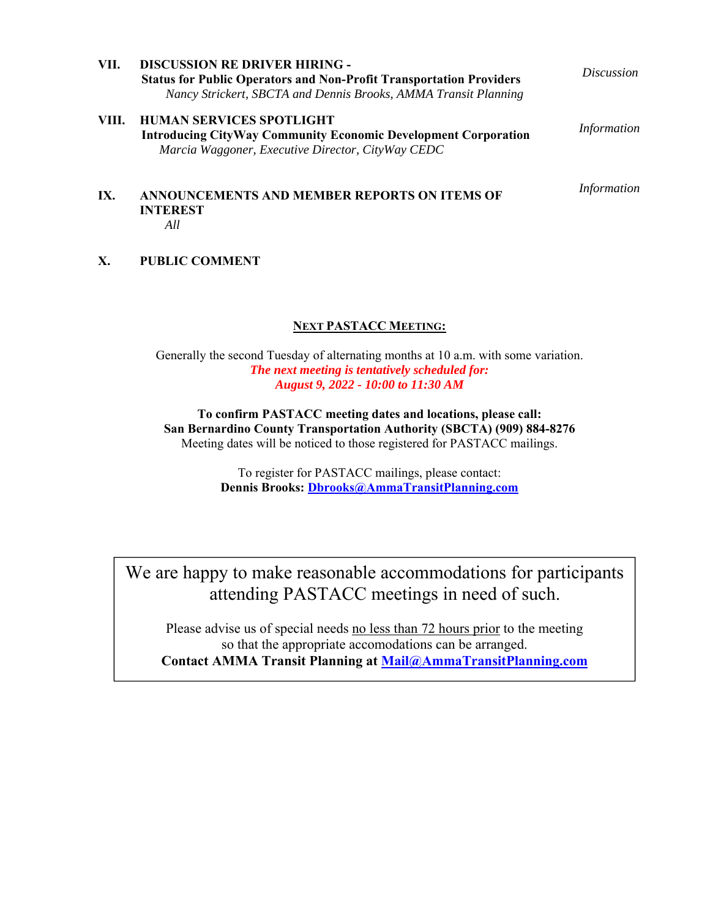**VII. DISCUSSION RE DRIVER HIRING -**
**Status for Public Operators and Non-Profit Transportation Providers** — *Discussion*
*Nancy Strickert, SBCTA and Dennis Brooks, AMMA Transit Planning*

**VIII. HUMAN SERVICES SPOTLIGHT**
**Introducing CityWay Community Economic Development Corporation** — *Information*
*Marcia Waggoner, Executive Director, CityWay CEDC*

**IX. ANNOUNCEMENTS AND MEMBER REPORTS ON ITEMS OF INTEREST** — *Information*
*All*

**X. PUBLIC COMMENT**

**NEXT PASTACC MEETING:**

Generally the second Tuesday of alternating months at 10 a.m. with some variation.
***The next meeting is tentatively scheduled for:***
***August 9, 2022 - 10:00 to 11:30 AM***

**To confirm PASTACC meeting dates and locations, please call:**
**San Bernardino County Transportation Authority (SBCTA) (909) 884-8276**
Meeting dates will be noticed to those registered for PASTACC mailings.

To register for PASTACC mailings, please contact:
**Dennis Brooks: Dbrooks@AmmaTransitPlanning.com**

We are happy to make reasonable accommodations for participants attending PASTACC meetings in need of such.

Please advise us of special needs no less than 72 hours prior to the meeting so that the appropriate accomodations can be arranged.
**Contact AMMA Transit Planning at Mail@AmmaTransitPlanning.com**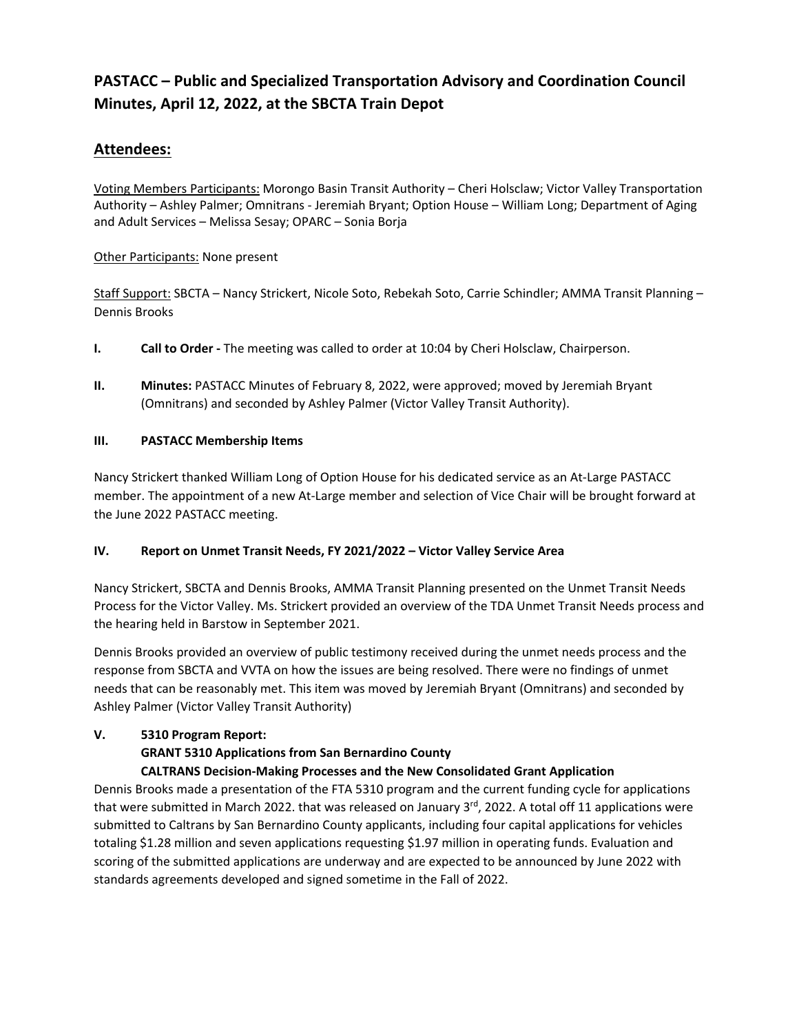# PASTACC – Public and Specialized Transportation Advisory and Coordination Council Minutes, April 12, 2022, at the SBCTA Train Depot

## Attendees:

Voting Members Participants: Morongo Basin Transit Authority – Cheri Holsclaw; Victor Valley Transportation Authority – Ashley Palmer; Omnitrans - Jeremiah Bryant; Option House – William Long; Department of Aging and Adult Services – Melissa Sesay; OPARC – Sonia Borja

Other Participants: None present

Staff Support: SBCTA – Nancy Strickert, Nicole Soto, Rebekah Soto, Carrie Schindler; AMMA Transit Planning – Dennis Brooks

**I. Call to Order -** The meeting was called to order at 10:04 by Cheri Holsclaw, Chairperson.

**II. Minutes:** PASTACC Minutes of February 8, 2022, were approved; moved by Jeremiah Bryant (Omnitrans) and seconded by Ashley Palmer (Victor Valley Transit Authority).

**III. PASTACC Membership Items**

Nancy Strickert thanked William Long of Option House for his dedicated service as an At-Large PASTACC member. The appointment of a new At-Large member and selection of Vice Chair will be brought forward at the June 2022 PASTACC meeting.

**IV. Report on Unmet Transit Needs, FY 2021/2022 – Victor Valley Service Area**

Nancy Strickert, SBCTA and Dennis Brooks, AMMA Transit Planning presented on the Unmet Transit Needs Process for the Victor Valley. Ms. Strickert provided an overview of the TDA Unmet Transit Needs process and the hearing held in Barstow in September 2021.

Dennis Brooks provided an overview of public testimony received during the unmet needs process and the response from SBCTA and VVTA on how the issues are being resolved. There were no findings of unmet needs that can be reasonably met. This item was moved by Jeremiah Bryant (Omnitrans) and seconded by Ashley Palmer (Victor Valley Transit Authority)

**V. 5310 Program Report:**
**GRANT 5310 Applications from San Bernardino County**
**CALTRANS Decision-Making Processes and the New Consolidated Grant Application**

Dennis Brooks made a presentation of the FTA 5310 program and the current funding cycle for applications that were submitted in March 2022. that was released on January 3rd, 2022. A total off 11 applications were submitted to Caltrans by San Bernardino County applicants, including four capital applications for vehicles totaling $1.28 million and seven applications requesting $1.97 million in operating funds. Evaluation and scoring of the submitted applications are underway and are expected to be announced by June 2022 with standards agreements developed and signed sometime in the Fall of 2022.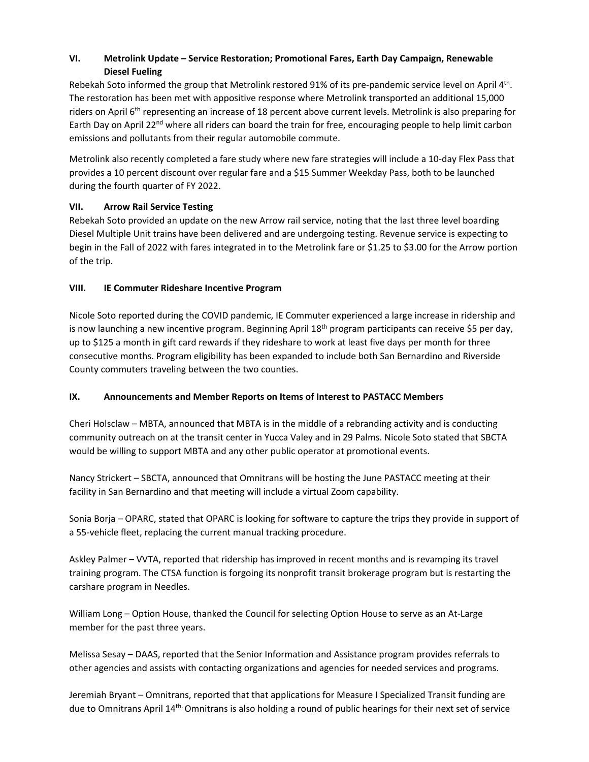**VI. Metrolink Update – Service Restoration; Promotional Fares, Earth Day Campaign, Renewable Diesel Fueling**

Rebekah Soto informed the group that Metrolink restored 91% of its pre-pandemic service level on April 4th. The restoration has been met with appositive response where Metrolink transported an additional 15,000 riders on April 6th representing an increase of 18 percent above current levels. Metrolink is also preparing for Earth Day on April 22nd where all riders can board the train for free, encouraging people to help limit carbon emissions and pollutants from their regular automobile commute.

Metrolink also recently completed a fare study where new fare strategies will include a 10-day Flex Pass that provides a 10 percent discount over regular fare and a $15 Summer Weekday Pass, both to be launched during the fourth quarter of FY 2022.

**VII. Arrow Rail Service Testing**

Rebekah Soto provided an update on the new Arrow rail service, noting that the last three level boarding Diesel Multiple Unit trains have been delivered and are undergoing testing. Revenue service is expecting to begin in the Fall of 2022 with fares integrated in to the Metrolink fare or $1.25 to $3.00 for the Arrow portion of the trip.

**VIII. IE Commuter Rideshare Incentive Program**

Nicole Soto reported during the COVID pandemic, IE Commuter experienced a large increase in ridership and is now launching a new incentive program. Beginning April 18th program participants can receive $5 per day, up to $125 a month in gift card rewards if they rideshare to work at least five days per month for three consecutive months. Program eligibility has been expanded to include both San Bernardino and Riverside County commuters traveling between the two counties.

**IX. Announcements and Member Reports on Items of Interest to PASTACC Members**

Cheri Holsclaw – MBTA, announced that MBTA is in the middle of a rebranding activity and is conducting community outreach on at the transit center in Yucca Valley and in 29 Palms. Nicole Soto stated that SBCTA would be willing to support MBTA and any other public operator at promotional events.

Nancy Strickert – SBCTA, announced that Omnitrans will be hosting the June PASTACC meeting at their facility in San Bernardino and that meeting will include a virtual Zoom capability.

Sonia Borja – OPARC, stated that OPARC is looking for software to capture the trips they provide in support of a 55-vehicle fleet, replacing the current manual tracking procedure.

Askley Palmer – VVTA, reported that ridership has improved in recent months and is revamping its travel training program. The CTSA function is forgoing its nonprofit transit brokerage program but is restarting the carshare program in Needles.

William Long – Option House, thanked the Council for selecting Option House to serve as an At-Large member for the past three years.

Melissa Sesay – DAAS, reported that the Senior Information and Assistance program provides referrals to other agencies and assists with contacting organizations and agencies for needed services and programs.

Jeremiah Bryant – Omnitrans, reported that that applications for Measure I Specialized Transit funding are due to Omnitrans April 14th. Omnitrans is also holding a round of public hearings for their next set of service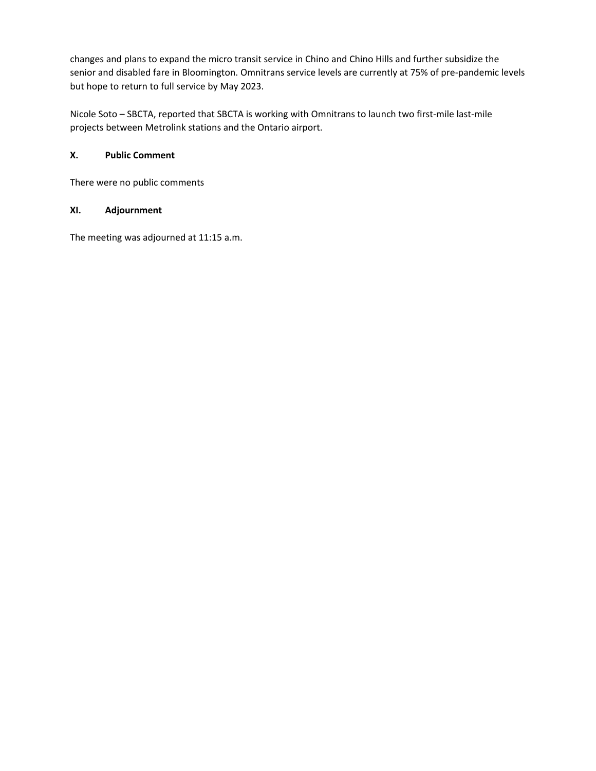changes and plans to expand the micro transit service in Chino and Chino Hills and further subsidize the senior and disabled fare in Bloomington. Omnitrans service levels are currently at 75% of pre-pandemic levels but hope to return to full service by May 2023.

Nicole Soto – SBCTA, reported that SBCTA is working with Omnitrans to launch two first-mile last-mile projects between Metrolink stations and the Ontario airport.

## X. Public Comment

There were no public comments

## XI. Adjournment

The meeting was adjourned at 11:15 a.m.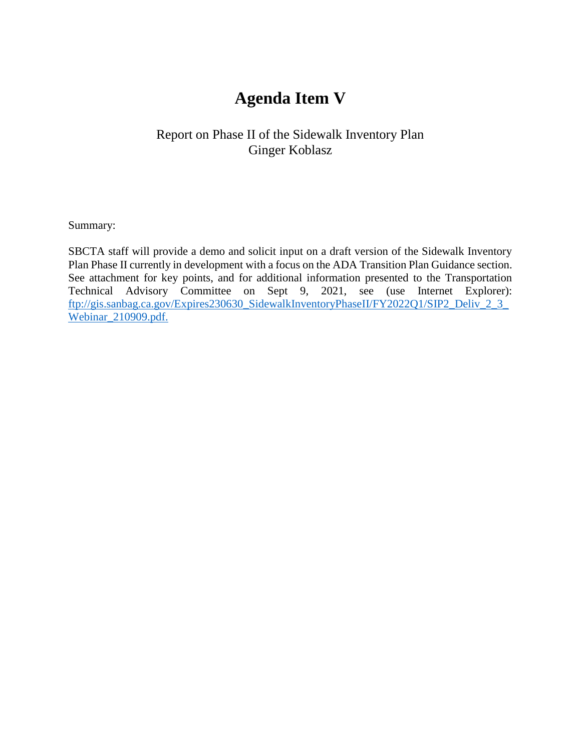# Agenda Item V

Report on Phase II of the Sidewalk Inventory Plan
Ginger Koblasz

Summary:

SBCTA staff will provide a demo and solicit input on a draft version of the Sidewalk Inventory Plan Phase II currently in development with a focus on the ADA Transition Plan Guidance section. See attachment for key points, and for additional information presented to the Transportation Technical Advisory Committee on Sept 9, 2021, see (use Internet Explorer): [ftp://gis.sanbag.ca.gov/Expires230630_SidewalkInventoryPhaseII/FY2022Q1/SIP2_Deliv_2_3_Webinar_210909.pdf.](ftp://gis.sanbag.ca.gov/Expires230630_SidewalkInventoryPhaseII/FY2022Q1/SIP2_Deliv_2_3_Webinar_210909.pdf)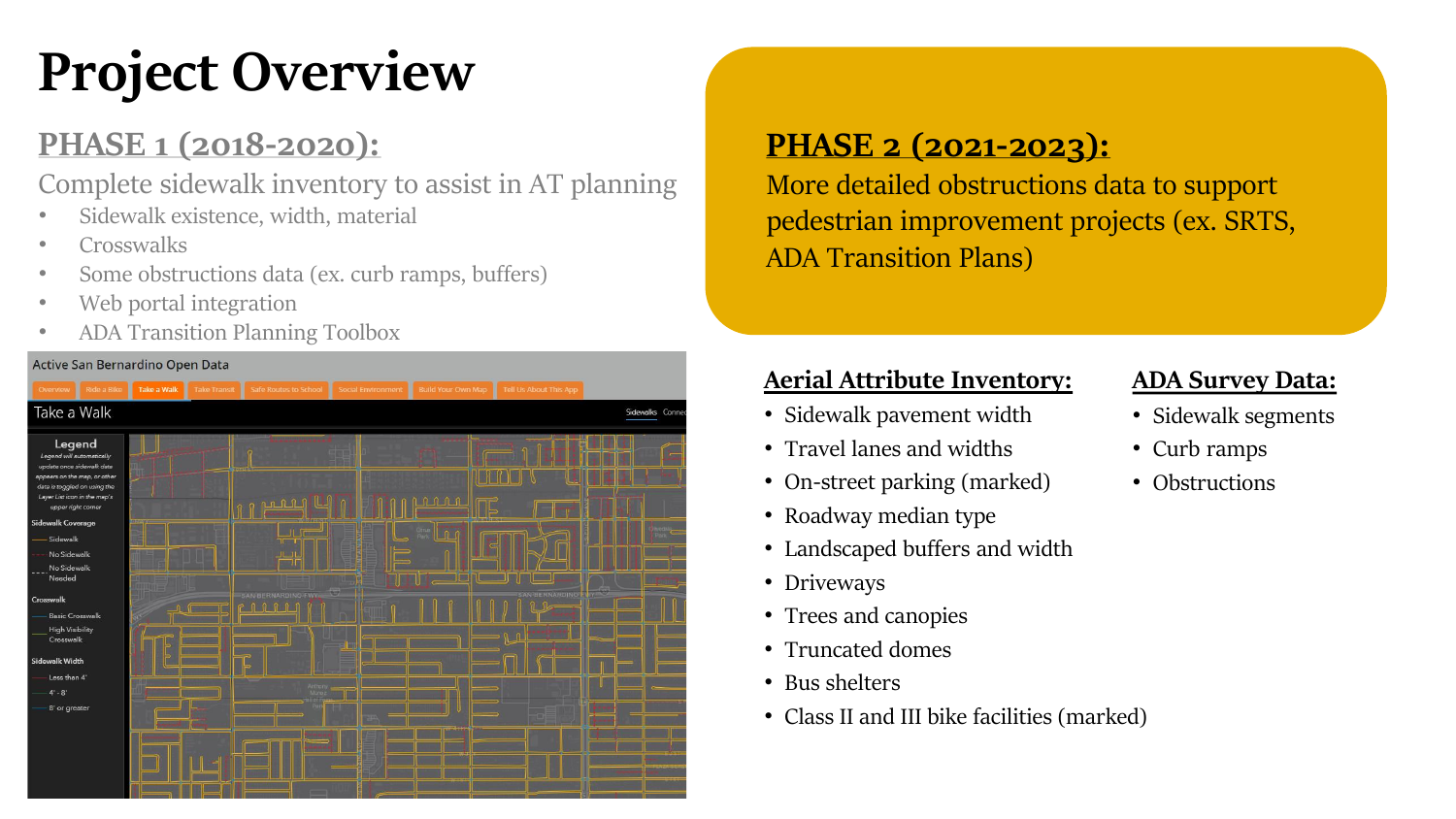# Project Overview

## PHASE 1 (2018-2020):

Complete sidewalk inventory to assist in AT planning

- Sidewalk existence, width, material
- Crosswalks
- Some obstructions data (ex. curb ramps, buffers)
- Web portal integration
- ADA Transition Planning Toolbox

## PHASE 2 (2021-2023):

More detailed obstructions data to support pedestrian improvement projects (ex. SRTS, ADA Transition Plans)

### Aerial Attribute Inventory:

- Sidewalk pavement width
- Travel lanes and widths
- On-street parking (marked)
- Roadway median type
- Landscaped buffers and width
- Driveways
- Trees and canopies
- Truncated domes
- Bus shelters
- Class II and III bike facilities (marked)

### ADA Survey Data:

- Sidewalk segments
- Curb ramps
- Obstructions